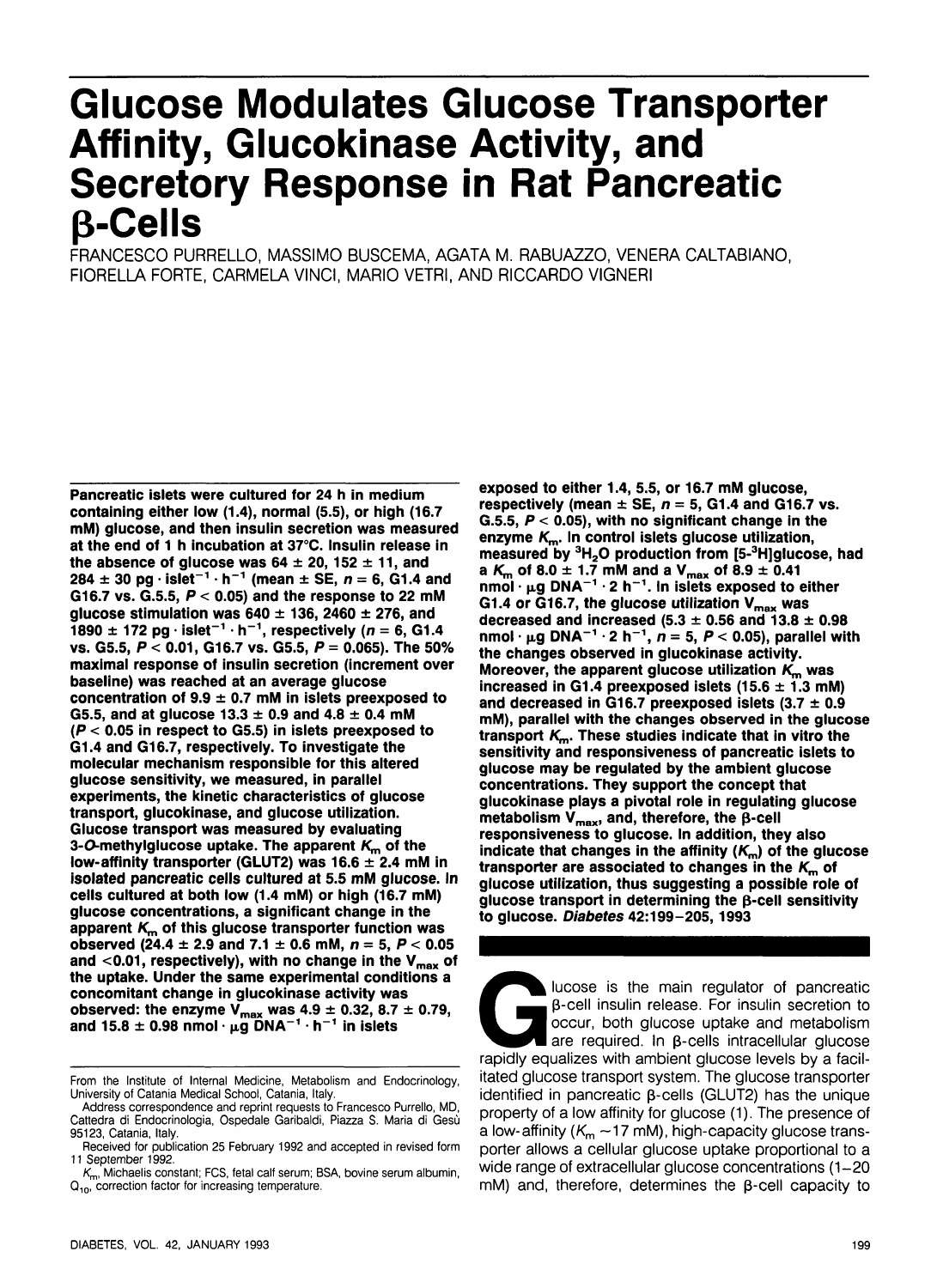# Glucose Modulates Glucose Transporter Affinity, Glucokinase Activity, and Secretory Response in Rat Pancreatic β-Cells

FRANCESCO PURRELLO, MASSIMO BUSCEMA, AGATA M. RABUAZZO, VENERA CALTABIANO, FIORELLA FORTE, CARMELA VINCI, MARIO VETRI, AND RICCARDO VIGNERI

**Pancreatic islets were cultured for 24 h in medium containing either low (1.4), normal (5.5), or high (16.7 mM) glucose, and then insulin secretion was measured at the end of 1 h incubation at 37°C. Insulin release in the absence of glucose was 64 ± 20, 152 ± 11, and 284 ± 30 pg · islet$^{-1}$ · h$^{-1}$ (mean ± SE, $n = 6$, G1.4 and G16.7 vs. G.5.5, $P < 0.05$) and the response to 22 mM glucose stimulation was 640 ± 136, 2460 ± 276, and 1890 ± 172 pg · islet$^{-1}$ · h$^{-1}$, respectively ($n = 6$, G1.4 vs. G5.5, $P < 0.01$, G16.7 vs. G5.5, $P = 0.065$). The 50% maximal response of insulin secretion (increment over baseline) was reached at an average glucose concentration of 9.9 ± 0.7 mM in islets preexposed to G5.5, and at glucose 13.3 ± 0.9 and 4.8 ± 0.4 mM ($P < 0.05$ in respect to G5.5) in islets preexposed to G1.4 and G16.7, respectively. To investigate the molecular mechanism responsible for this altered glucose sensitivity, we measured, in parallel experiments, the kinetic characteristics of glucose transport, glucokinase, and glucose utilization. Glucose transport was measured by evaluating 3-*O*-methylglucose uptake. The apparent $K_m$ of the low-affinity transporter (GLUT2) was 16.6 ± 2.4 mM in isolated pancreatic cells cultured at 5.5 mM glucose. In cells cultured at both low (1.4 mM) or high (16.7 mM) glucose concentrations, a significant change in the apparent $K_m$ of this glucose transporter function was observed (24.4 ± 2.9 and 7.1 ± 0.6 mM, $n = 5$, $P < 0.05$ and <0.01, respectively), with no change in the $V_{max}$ of the uptake. Under the same experimental conditions a concomitant change in glucokinase activity was observed: the enzyme $V_{max}$ was 4.9 ± 0.32, 8.7 ± 0.79, and 15.8 ± 0.98 nmol · μg DNA$^{-1}$ · h$^{-1}$ in islets exposed to either 1.4, 5.5, or 16.7 mM glucose, respectively (mean ± SE, $n = 5$, G1.4 and G16.7 vs. G.5.5, $P < 0.05$), with no significant change in the enzyme $K_m$. In control islets glucose utilization, measured by $^3H_2O$ production from [5-$^3$H]glucose, had a $K_m$ of 8.0 ± 1.7 mM and a $V_{max}$ of 8.9 ± 0.41 nmol · μg DNA$^{-1}$ · 2 h$^{-1}$. In islets exposed to either G1.4 or G16.7, the glucose utilization $V_{max}$ was decreased and increased (5.3 ± 0.56 and 13.8 ± 0.98 nmol · μg DNA$^{-1}$ · 2 h$^{-1}$, $n = 5$, $P < 0.05$), parallel with the changes observed in glucokinase activity. Moreover, the apparent glucose utilization $K_m$ was increased in G1.4 preexposed islets (15.6 ± 1.3 mM) and decreased in G16.7 preexposed islets (3.7 ± 0.9 mM), parallel with the changes observed in the glucose transport $K_m$. These studies indicate that in vitro the sensitivity and responsiveness of pancreatic islets to glucose may be regulated by the ambient glucose concentrations. They support the concept that glucokinase plays a pivotal role in regulating glucose metabolism $V_{max}$, and, therefore, the β-cell responsiveness to glucose. In addition, they also indicate that changes in the affinity ($K_m$) of the glucose transporter are associated to changes in the $K_m$ of glucose utilization, thus suggesting a possible role of glucose transport in determining the β-cell sensitivity to glucose.** ***Diabetes*** **42:199–205, 1993**

From the Institute of Internal Medicine, Metabolism and Endocrinology, University of Catania Medical School, Catania, Italy.

Address correspondence and reprint requests to Francesco Purrello, MD, Cattedra di Endocrinologia, Ospedale Garibaldi, Piazza S. Maria di Gesù 95123, Catania, Italy.

Received for publication 25 February 1992 and accepted in revised form 11 September 1992.

$K_m$, Michaelis constant; FCS, fetal calf serum; BSA, bovine serum albumin, $Q_{10}$, correction factor for increasing temperature.

Glucose is the main regulator of pancreatic β-cell insulin release. For insulin secretion to occur, both glucose uptake and metabolism are required. In β-cells intracellular glucose rapidly equalizes with ambient glucose levels by a facilitated glucose transport system. The glucose transporter identified in pancreatic β-cells (GLUT2) has the unique property of a low affinity for glucose (1). The presence of a low-affinity ($K_m$ ~17 mM), high-capacity glucose transporter allows a cellular glucose uptake proportional to a wide range of extracellular glucose concentrations (1–20 mM) and, therefore, determines the β-cell capacity to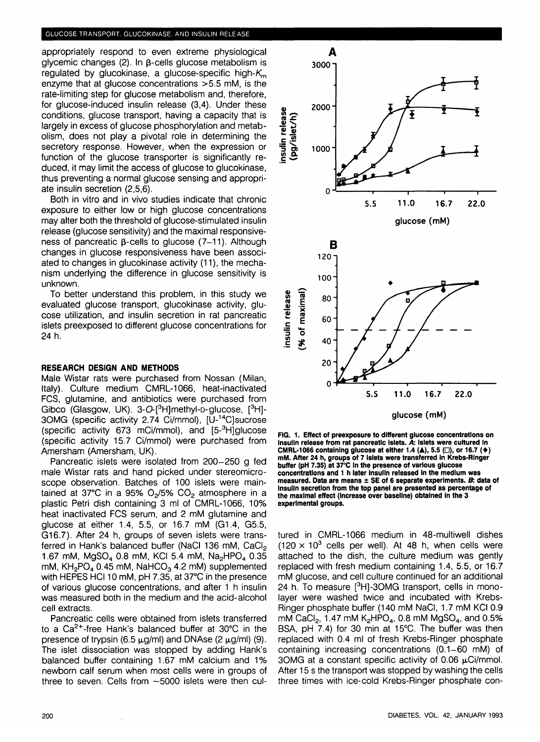appropriately respond to even extreme physiological glycemic changes (2). In β-cells glucose metabolism is regulated by glucokinase, a glucose-specific high-$K_m$ enzyme that at glucose concentrations >5.5 mM, is the rate-limiting step for glucose metabolism and, therefore, for glucose-induced insulin release (3,4). Under these conditions, glucose transport, having a capacity that is largely in excess of glucose phosphorylation and metabolism, does not play a pivotal role in determining the secretory response. However, when the expression or function of the glucose transporter is significantly reduced, it may limit the access of glucose to glucokinase, thus preventing a normal glucose sensing and appropriate insulin secretion (2,5,6).

Both in vitro and in vivo studies indicate that chronic exposure to either low or high glucose concentrations may alter both the threshold of glucose-stimulated insulin release (glucose sensitivity) and the maximal responsiveness of pancreatic β-cells to glucose (7–11). Although changes in glucose responsiveness have been associated to changes in glucokinase activity (11), the mechanism underlying the difference in glucose sensitivity is unknown.

To better understand this problem, in this study we evaluated glucose transport, glucokinase activity, glucose utilization, and insulin secretion in rat pancreatic islets preexposed to different glucose concentrations for 24 h.

## RESEARCH DESIGN AND METHODS

Male Wistar rats were purchased from Nossan (Milan, Italy). Culture medium CMRL-1066, heat-inactivated FCS, glutamine, and antibiotics were purchased from Gibco (Glasgow, UK). 3-*O*-[$^3$H]methyl-D-glucose, [$^3$H]-3OMG (specific activity 2.74 Ci/mmol), [U-$^{14}$C]sucrose (specific activity 673 mCi/mmol), and [5-$^3$H]glucose (specific activity 15.7 Ci/mmol) were purchased from Amersham (Amersham, UK).

Pancreatic islets were isolated from 200–250 g fed male Wistar rats and hand picked under stereomicroscope observation. Batches of 100 islets were maintained at 37°C in a 95% $O_2$/5% $CO_2$ atmosphere in a plastic Petri dish containing 3 ml of CMRL-1066, 10% heat inactivated FCS serum, and 2 mM glutamine and glucose at either 1.4, 5.5, or 16.7 mM (G1.4, G5.5, G16.7). After 24 h, groups of seven islets were transferred in Hank's balanced buffer (NaCl 136 mM, $CaCl_2$ 1.67 mM, $MgSO_4$ 0.8 mM, KCl 5.4 mM, $Na_2HPO_4$ 0.35 mM, $KH_2PO_4$ 0.45 mM, $NaHCO_3$ 4.2 mM) supplemented with HEPES HCl 10 mM, pH 7.35, at 37°C in the presence of various glucose concentrations, and after 1 h insulin was measured both in the medium and the acid-alcohol cell extracts.

Pancreatic cells were obtained from islets transferred to a $Ca^{2+}$-free Hank's balanced buffer at 30°C in the presence of trypsin (6.5 μg/ml) and DNAse (2 μg/ml) (9). The islet dissociation was stopped by adding Hank's balanced buffer containing 1.67 mM calcium and 1% newborn calf serum when most cells were in groups of three to seven. Cells from ~5000 islets were then cultured in CMRL-1066 medium in 48-multiwell dishes (120 × $10^3$ cells per well). At 48 h, when cells were attached to the dish, the culture medium was gently replaced with fresh medium containing 1.4, 5.5, or 16.7 mM glucose, and cell culture continued for an additional 24 h. To measure [$^3$H]-3OMG transport, cells in monolayer were washed twice and incubated with Krebs-Ringer phosphate buffer (140 mM NaCl, 1.7 mM KCl 0.9 mM $CaCl_2$, 1.47 mM $K_2HPO_4$, 0.8 mM $MgSO_4$, and 0.5% BSA, pH 7.4) for 30 min at 15°C. The buffer was then replaced with 0.4 ml of fresh Krebs-Ringer phosphate containing increasing concentrations (0.1–60 mM) of 3OMG at a constant specific activity of 0.06 μCi/mmol. After 15 s the transport was stopped by washing the cells three times with ice-cold Krebs-Ringer phosphate con-

**FIG. 1. Effect of preexposure to different glucose concentrations on insulin release from rat pancreatic islets.** *A*: **islets were cultured in CMRL-1066 containing glucose at either 1.4 (▲), 5.5 (□), or 16.7 (◆) mM. After 24 h, groups of 7 islets were transferred in Krebs-Ringer buffer (pH 7.35) at 37°C in the presence of various glucose concentrations and 1 h later insulin released in the medium was measured. Data are means ± SE of 6 separate experiments.** *B*: **data of insulin secretion from the top panel are presented as percentage of the maximal effect (increase over baseline) obtained in the 3 experimental groups.**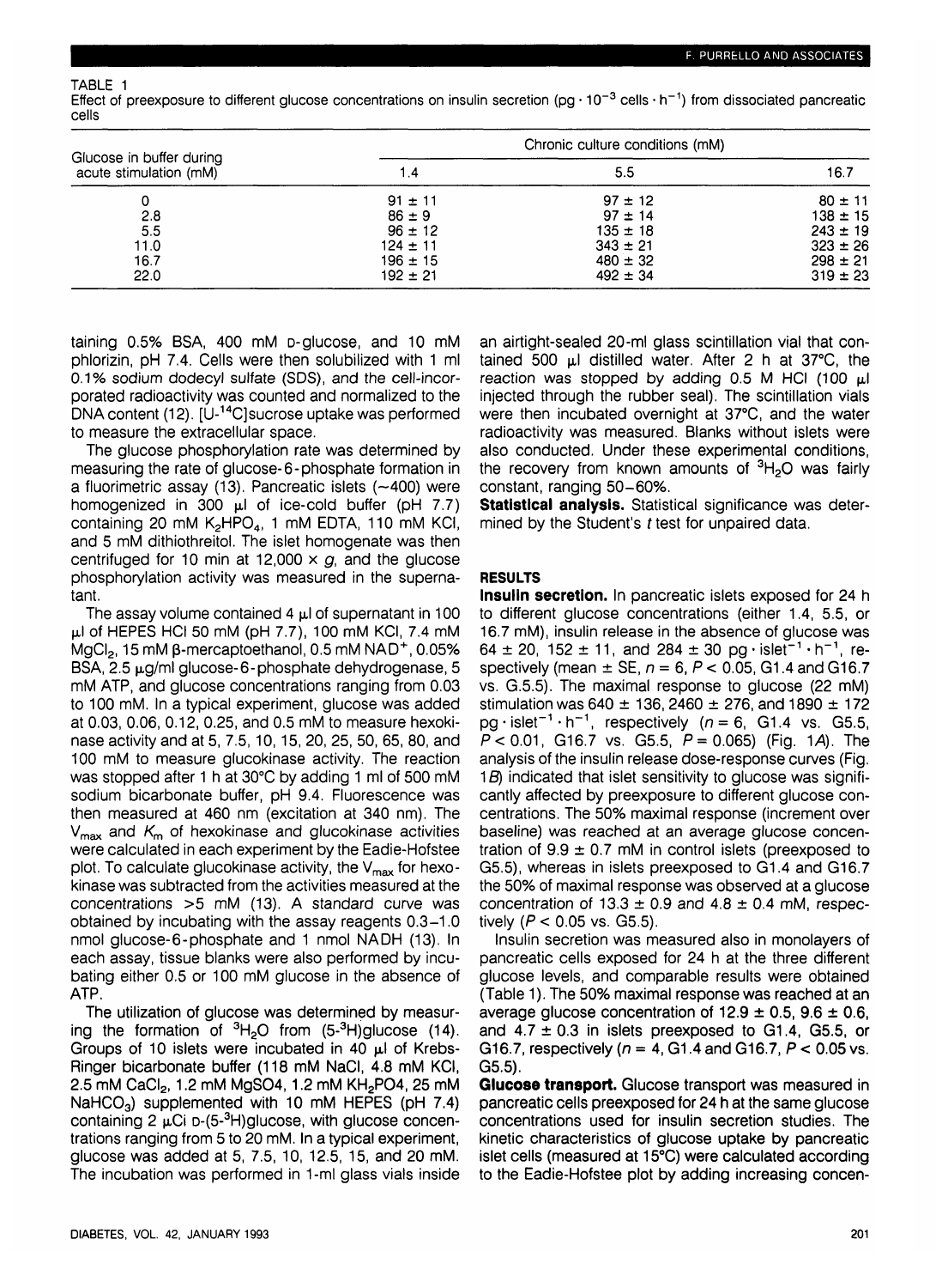TABLE 1

Effect of preexposure to different glucose concentrations on insulin secretion (pg · $10^{-3}$ cells · $h^{-1}$) from dissociated pancreatic cells

| Glucose in buffer during acute stimulation (mM) | Chronic culture conditions (mM) | | |
|---|---|---|---|
| | 1.4 | 5.5 | 16.7 |
| 0 | 91 ± 11 | 97 ± 12 | 80 ± 11 |
| 2.8 | 86 ± 9 | 97 ± 14 | 138 ± 15 |
| 5.5 | 96 ± 12 | 135 ± 18 | 243 ± 19 |
| 11.0 | 124 ± 11 | 343 ± 21 | 323 ± 26 |
| 16.7 | 196 ± 15 | 480 ± 32 | 298 ± 21 |
| 22.0 | 192 ± 21 | 492 ± 34 | 319 ± 23 |

taining 0.5% BSA, 400 mM D-glucose, and 10 mM phlorizin, pH 7.4. Cells were then solubilized with 1 ml 0.1% sodium dodecyl sulfate (SDS), and the cell-incorporated radioactivity was counted and normalized to the DNA content (12). [U-$^{14}$C]sucrose uptake was performed to measure the extracellular space.

The glucose phosphorylation rate was determined by measuring the rate of glucose-6-phosphate formation in a fluorimetric assay (13). Pancreatic islets (~400) were homogenized in 300 μl of ice-cold buffer (pH 7.7) containing 20 mM $K_2HPO_4$, 1 mM EDTA, 110 mM KCl, and 5 mM dithiothreitol. The islet homogenate was then centrifuged for 10 min at 12,000 × *g*, and the glucose phosphorylation activity was measured in the supernatant.

The assay volume contained 4 μl of supernatant in 100 μl of HEPES HCl 50 mM (pH 7.7), 100 mM KCl, 7.4 mM $MgCl_2$, 15 mM β-mercaptoethanol, 0.5 mM $NAD^+$, 0.05% BSA, 2.5 μg/ml glucose-6-phosphate dehydrogenase, 5 mM ATP, and glucose concentrations ranging from 0.03 to 100 mM. In a typical experiment, glucose was added at 0.03, 0.06, 0.12, 0.25, and 0.5 mM to measure hexokinase activity and at 5, 7.5, 10, 15, 20, 25, 50, 65, 80, and 100 mM to measure glucokinase activity. The reaction was stopped after 1 h at 30°C by adding 1 ml of 500 mM sodium bicarbonate buffer, pH 9.4. Fluorescence was then measured at 460 nm (excitation at 340 nm). The $V_{max}$ and $K_m$ of hexokinase and glucokinase activities were calculated in each experiment by the Eadie-Hofstee plot. To calculate glucokinase activity, the $V_{max}$ for hexokinase was subtracted from the activities measured at the concentrations >5 mM (13). A standard curve was obtained by incubating with the assay reagents 0.3–1.0 nmol glucose-6-phosphate and 1 nmol NADH (13). In each assay, tissue blanks were also performed by incubating either 0.5 or 100 mM glucose in the absence of ATP.

The utilization of glucose was determined by measuring the formation of $^3H_2O$ from (5-$^3$H)glucose (14). Groups of 10 islets were incubated in 40 μl of Krebs-Ringer bicarbonate buffer (118 mM NaCl, 4.8 mM KCl, 2.5 mM $CaCl_2$, 1.2 mM $MgSO_4$, 1.2 mM $KH_2PO_4$, 25 mM $NaHCO_3$) supplemented with 10 mM HEPES (pH 7.4) containing 2 μCi D-(5-$^3$H)glucose, with glucose concentrations ranging from 5 to 20 mM. In a typical experiment, glucose was added at 5, 7.5, 10, 12.5, 15, and 20 mM. The incubation was performed in 1-ml glass vials inside an airtight-sealed 20-ml glass scintillation vial that contained 500 μl distilled water. After 2 h at 37°C, the reaction was stopped by adding 0.5 M HCl (100 μl injected through the rubber seal). The scintillation vials were then incubated overnight at 37°C, and the water radioactivity was measured. Blanks without islets were also conducted. Under these experimental conditions, the recovery from known amounts of $^3H_2O$ was fairly constant, ranging 50–60%.

**Statistical analysis.** Statistical significance was determined by the Student's *t* test for unpaired data.

## RESULTS

**Insulin secretion.** In pancreatic islets exposed for 24 h to different glucose concentrations (either 1.4, 5.5, or 16.7 mM), insulin release in the absence of glucose was 64 ± 20, 152 ± 11, and 284 ± 30 pg · $islet^{-1}$ · $h^{-1}$, respectively (mean ± SE, $n = 6$, $P < 0.05$, G1.4 and G16.7 vs. G.5.5). The maximal response to glucose (22 mM) stimulation was 640 ± 136, 2460 ± 276, and 1890 ± 172 pg · $islet^{-1}$ · $h^{-1}$, respectively ($n = 6$, G1.4 vs. G5.5, $P < 0.01$, G16.7 vs. G5.5, $P = 0.065$) (Fig. 1*A*). The analysis of the insulin release dose-response curves (Fig. 1*B*) indicated that islet sensitivity to glucose was significantly affected by preexposure to different glucose concentrations. The 50% maximal response (increment over baseline) was reached at an average glucose concentration of 9.9 ± 0.7 mM in control islets (preexposed to G5.5), whereas in islets preexposed to G1.4 and G16.7 the 50% of maximal response was observed at a glucose concentration of 13.3 ± 0.9 and 4.8 ± 0.4 mM, respectively ($P < 0.05$ vs. G5.5).

Insulin secretion was measured also in monolayers of pancreatic cells exposed for 24 h at the three different glucose levels, and comparable results were obtained (Table 1). The 50% maximal response was reached at an average glucose concentration of 12.9 ± 0.5, 9.6 ± 0.6, and 4.7 ± 0.3 in islets preexposed to G1.4, G5.5, or G16.7, respectively ($n = 4$, G1.4 and G16.7, $P < 0.05$ vs. G5.5).

**Glucose transport.** Glucose transport was measured in pancreatic cells preexposed for 24 h at the same glucose concentrations used for insulin secretion studies. The kinetic characteristics of glucose uptake by pancreatic islet cells (measured at 15°C) were calculated according to the Eadie-Hofstee plot by adding increasing concen-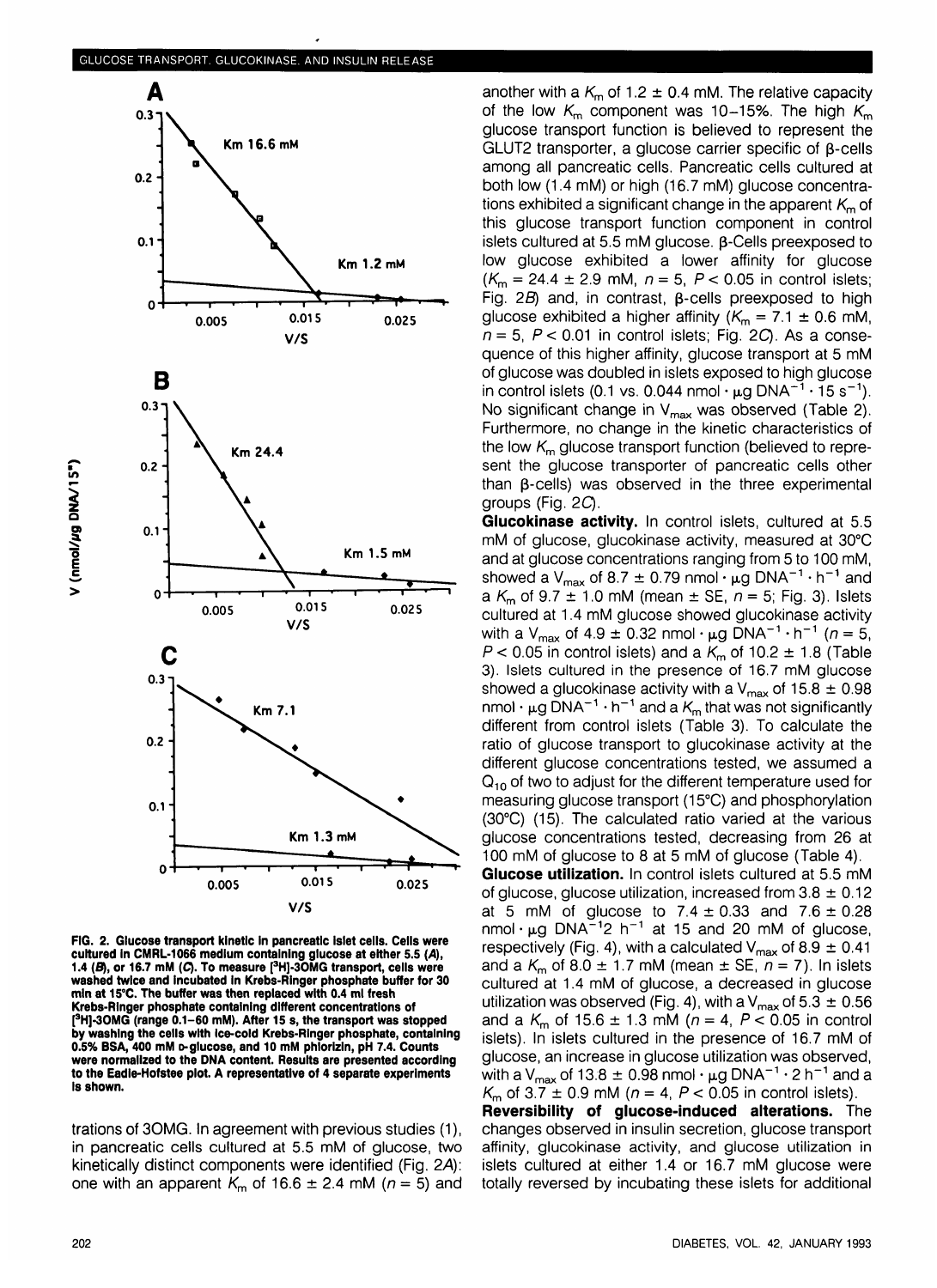FIG. 2. Glucose transport kinetic in pancreatic islet cells. Cells were cultured in CMRL-1066 medium containing glucose at either 5.5 (*A*), 1.4 (*B*), or 16.7 mM (*C*). To measure [$^3$H]-3OMG transport, cells were washed twice and incubated in Krebs-Ringer phosphate buffer for 30 min at 15°C. The buffer was then replaced with 0.4 ml fresh Krebs-Ringer phosphate containing different concentrations of [$^3$H]-3OMG (range 0.1–60 mM). After 15 s, the transport was stopped by washing the cells with ice-cold Krebs-Ringer phosphate, containing 0.5% BSA, 400 mM D-glucose, and 10 mM phlorizin, pH 7.4. Counts were normalized to the DNA content. Results are presented according to the Eadie-Hofstee plot. A representative of 4 separate experiments is shown.

trations of 3OMG. In agreement with previous studies (1), in pancreatic cells cultured at 5.5 mM of glucose, two kinetically distinct components were identified (Fig. 2*A*): one with an apparent $K_m$ of 16.6 ± 2.4 mM ($n = 5$) and another with a $K_m$ of 1.2 ± 0.4 mM. The relative capacity of the low $K_m$ component was 10–15%. The high $K_m$ glucose transport function is believed to represent the GLUT2 transporter, a glucose carrier specific of β-cells among all pancreatic cells. Pancreatic cells cultured at both low (1.4 mM) or high (16.7 mM) glucose concentrations exhibited a significant change in the apparent $K_m$ of this glucose transport function component in control islets cultured at 5.5 mM glucose. β-Cells preexposed to low glucose exhibited a lower affinity for glucose ($K_m$ = 24.4 ± 2.9 mM, $n = 5$, $P < 0.05$ in control islets; Fig. 2*B*) and, in contrast, β-cells preexposed to high glucose exhibited a higher affinity ($K_m$ = 7.1 ± 0.6 mM, $n = 5$, $P < 0.01$ in control islets; Fig. 2*C*). As a consequence of this higher affinity, glucose transport at 5 mM of glucose was doubled in islets exposed to high glucose in control islets (0.1 vs. 0.044 nmol · μg $DNA^{-1}$ · 15 $s^{-1}$). No significant change in $V_{max}$ was observed (Table 2). Furthermore, no change in the kinetic characteristics of the low $K_m$ glucose transport function (believed to represent the glucose transporter of pancreatic cells other than β-cells) was observed in the three experimental groups (Fig. 2*C*).

**Glucokinase activity.** In control islets, cultured at 5.5 mM of glucose, glucokinase activity, measured at 30°C and at glucose concentrations ranging from 5 to 100 mM, showed a $V_{max}$ of 8.7 ± 0.79 nmol · μg $DNA^{-1}$ · $h^{-1}$ and a $K_m$ of 9.7 ± 1.0 mM (mean ± SE, $n = 5$; Fig. 3). Islets cultured at 1.4 mM glucose showed glucokinase activity with a $V_{max}$ of 4.9 ± 0.32 nmol · μg $DNA^{-1}$ · $h^{-1}$ ($n = 5$, $P < 0.05$ in control islets) and a $K_m$ of 10.2 ± 1.8 (Table 3). Islets cultured in the presence of 16.7 mM glucose showed a glucokinase activity with a $V_{max}$ of 15.8 ± 0.98 nmol · μg $DNA^{-1}$ · $h^{-1}$ and a $K_m$ that was not significantly different from control islets (Table 3). To calculate the ratio of glucose transport to glucokinase activity at the different glucose concentrations tested, we assumed a $Q_{10}$ of two to adjust for the different temperature used for measuring glucose transport (15°C) and phosphorylation (30°C) (15). The calculated ratio varied at the various glucose concentrations tested, decreasing from 26 at 100 mM of glucose to 8 at 5 mM of glucose (Table 4).

**Glucose utilization.** In control islets cultured at 5.5 mM of glucose, glucose utilization, increased from 3.8 ± 0.12 at 5 mM of glucose to 7.4 ± 0.33 and 7.6 ± 0.28 nmol · μg $DNA^{-1}$2 $h^{-1}$ at 15 and 20 mM of glucose, respectively (Fig. 4), with a calculated $V_{max}$ of 8.9 ± 0.41 and a $K_m$ of 8.0 ± 1.7 mM (mean ± SE, $n = 7$). In islets cultured at 1.4 mM of glucose, a decreased in glucose utilization was observed (Fig. 4), with a $V_{max}$ of 5.3 ± 0.56 and a $K_m$ of 15.6 ± 1.3 mM ($n = 4$, $P < 0.05$ in control islets). In islets cultured in the presence of 16.7 mM of glucose, an increase in glucose utilization was observed, with a $V_{max}$ of 13.8 ± 0.98 nmol · μg $DNA^{-1}$ · 2 $h^{-1}$ and a $K_m$ of 3.7 ± 0.9 mM ($n = 4$, $P < 0.05$ in control islets).

**Reversibility of glucose-induced alterations.** The changes observed in insulin secretion, glucose transport affinity, glucokinase activity, and glucose utilization in islets cultured at either 1.4 or 16.7 mM glucose were totally reversed by incubating these islets for additional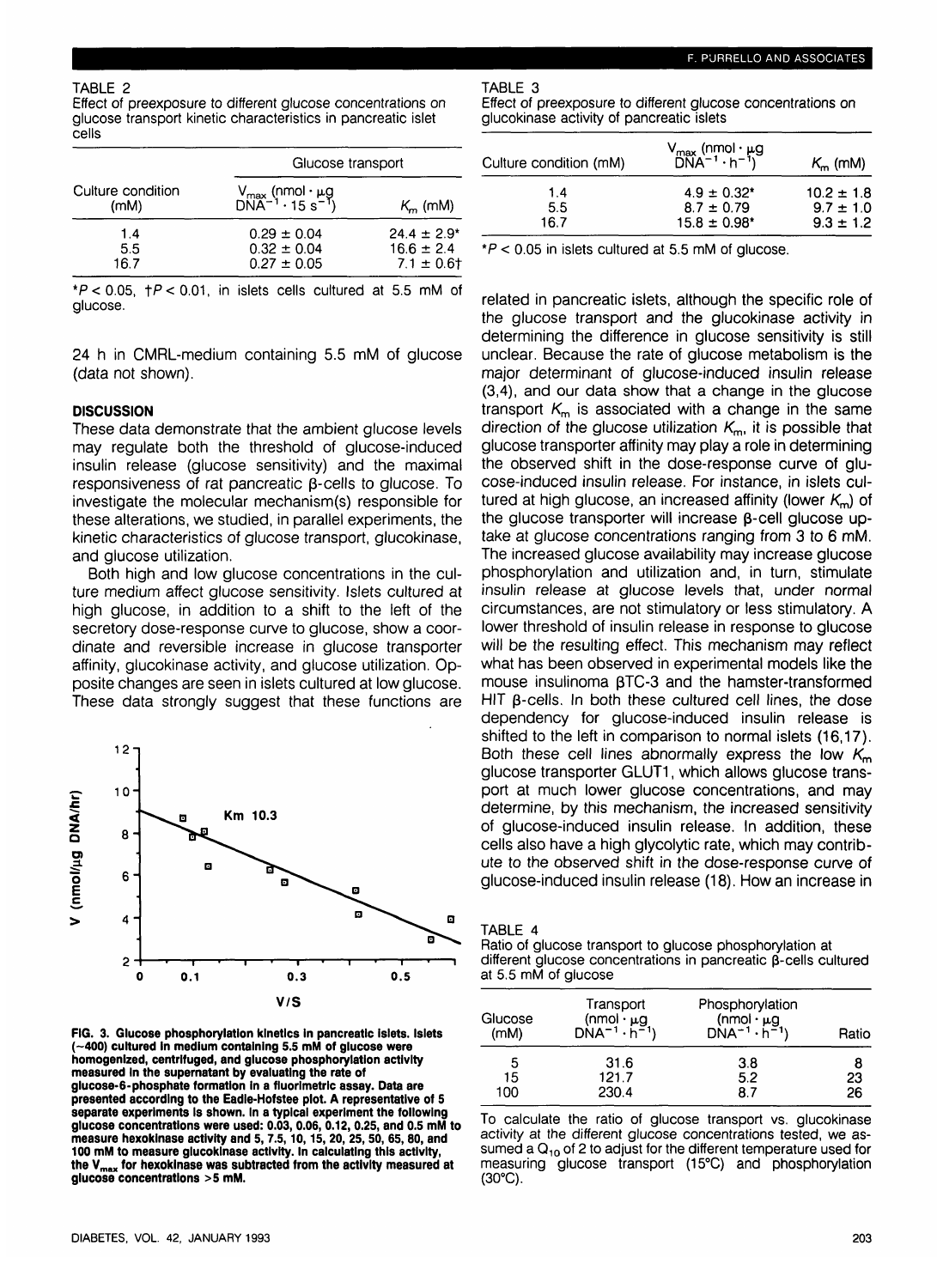TABLE 2

Effect of preexposure to different glucose concentrations on glucose transport kinetic characteristics in pancreatic islet cells

| Culture condition (mM) | Glucose transport | |
|---|---|---|
| | $V_{max}$ (nmol · μg $DNA^{-1}$ · 15 $s^{-1}$) | $K_m$ (mM) |
| 1.4 | 0.29 ± 0.04 | 24.4 ± 2.9* |
| 5.5 | 0.32 ± 0.04 | 16.6 ± 2.4 |
| 16.7 | 0.27 ± 0.05 | 7.1 ± 0.6† |

*$P < 0.05$, †$P < 0.01$, in islets cells cultured at 5.5 mM of glucose.

24 h in CMRL-medium containing 5.5 mM of glucose (data not shown).

## DISCUSSION

These data demonstrate that the ambient glucose levels may regulate both the threshold of glucose-induced insulin release (glucose sensitivity) and the maximal responsiveness of rat pancreatic β-cells to glucose. To investigate the molecular mechanism(s) responsible for these alterations, we studied, in parallel experiments, the kinetic characteristics of glucose transport, glucokinase, and glucose utilization.

Both high and low glucose concentrations in the culture medium affect glucose sensitivity. Islets cultured at high glucose, in addition to a shift to the left of the secretory dose-response curve to glucose, show a coordinate and reversible increase in glucose transporter affinity, glucokinase activity, and glucose utilization. Opposite changes are seen in islets cultured at low glucose. These data strongly suggest that these functions are related in pancreatic islets, although the specific role of the glucose transport and the glucokinase activity in determining the difference in glucose sensitivity is still unclear. Because the rate of glucose metabolism is the major determinant of glucose-induced insulin release (3,4), and our data show that a change in the glucose transport $K_m$ is associated with a change in the same direction of the glucose utilization $K_m$, it is possible that glucose transporter affinity may play a role in determining the observed shift in the dose-response curve of glucose-induced insulin release. For instance, in islets cultured at high glucose, an increased affinity (lower $K_m$) of the glucose transporter will increase β-cell glucose uptake at glucose concentrations ranging from 3 to 6 mM. The increased glucose availability may increase glucose phosphorylation and utilization and, in turn, stimulate insulin release at glucose levels that, under normal circumstances, are not stimulatory or less stimulatory. A lower threshold of insulin release in response to glucose will be the resulting effect. This mechanism may reflect what has been observed in experimental models like the mouse insulinoma βTC-3 and the hamster-transformed HIT β-cells. In both these cultured cell lines, the dose dependency for glucose-induced insulin release is shifted to the left in comparison to normal islets (16,17). Both these cell lines abnormally express the low $K_m$ glucose transporter GLUT1, which allows glucose transport at much lower glucose concentrations, and may determine, by this mechanism, the increased sensitivity of glucose-induced insulin release. In addition, these cells also have a high glycolytic rate, which may contribute to the observed shift in the dose-response curve of glucose-induced insulin release (18). How an increase in

FIG. 3. Glucose phosphorylation kinetics in pancreatic islets. Islets (~400) cultured in medium containing 5.5 mM of glucose were homogenized, centrifuged, and glucose phosphorylation activity measured in the supernatant by evaluating the rate of glucose-6-phosphate formation in a fluorimetric assay. Data are presented according to the Eadie-Hofstee plot. A representative of 5 separate experiments is shown. In a typical experiment the following glucose concentrations were used: 0.03, 0.06, 0.12, 0.25, and 0.5 mM to measure hexokinase activity and 5, 7.5, 10, 15, 20, 25, 50, 65, 80, and 100 mM to measure glucokinase activity. In calculating this activity, the $V_{max}$ for hexokinase was subtracted from the activity measured at glucose concentrations >5 mM.

TABLE 3

Effect of preexposure to different glucose concentrations on glucokinase activity of pancreatic islets

| Culture condition (mM) | $V_{max}$ (nmol · μg $DNA^{-1}$ · $h^{-1}$) | $K_m$ (mM) |
|---|---|---|
| 1.4 | 4.9 ± 0.32* | 10.2 ± 1.8 |
| 5.5 | 8.7 ± 0.79 | 9.7 ± 1.0 |
| 16.7 | 15.8 ± 0.98* | 9.3 ± 1.2 |

*$P < 0.05$ in islets cultured at 5.5 mM of glucose.

TABLE 4

Ratio of glucose transport to glucose phosphorylation at different glucose concentrations in pancreatic β-cells cultured at 5.5 mM of glucose

| Glucose (mM) | Transport (nmol · μg $DNA^{-1}$ · $h^{-1}$) | Phosphorylation (nmol · μg $DNA^{-1}$ · $h^{-1}$) | Ratio |
|---|---|---|---|
| 5 | 31.6 | 3.8 | 8 |
| 15 | 121.7 | 5.2 | 23 |
| 100 | 230.4 | 8.7 | 26 |

To calculate the ratio of glucose transport vs. glucokinase activity at the different glucose concentrations tested, we assumed a $Q_{10}$ of 2 to adjust for the different temperature used for measuring glucose transport (15°C) and phosphorylation (30°C).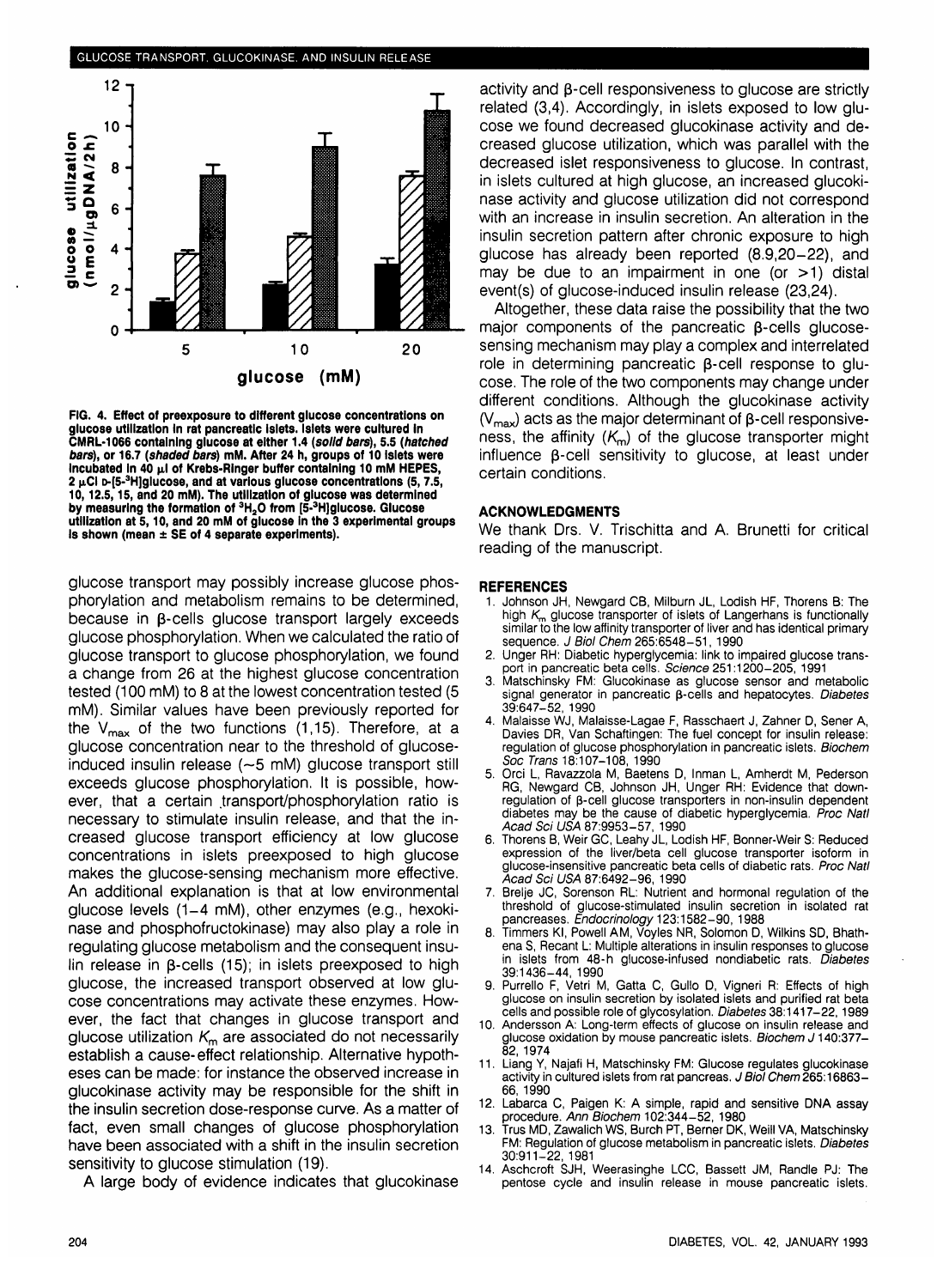FIG. 4. Effect of preexposure to different glucose concentrations on glucose utilization in rat pancreatic islets. Islets were cultured in CMRL-1066 containing glucose at either 1.4 (*solid bars*), 5.5 (*hatched bars*), or 16.7 (*shaded bars*) mM. After 24 h, groups of 10 islets were incubated in 40 μl of Krebs-Ringer buffer containing 10 mM HEPES, 2 μCi D-[5-$^3$H]glucose, and at various glucose concentrations (5, 7.5, 10, 12.5, 15, and 20 mM). The utilization of glucose was determined by measuring the formation of $^3H_2O$ from [5-$^3$H]glucose. Glucose utilization at 5, 10, and 20 mM of glucose in the 3 experimental groups is shown (mean ± SE of 4 separate experiments).

glucose transport may possibly increase glucose phosphorylation and metabolism remains to be determined, because in β-cells glucose transport largely exceeds glucose phosphorylation. When we calculated the ratio of glucose transport to glucose phosphorylation, we found a change from 26 at the highest glucose concentration tested (100 mM) to 8 at the lowest concentration tested (5 mM). Similar values have been previously reported for the $V_{max}$ of the two functions (1,15). Therefore, at a glucose concentration near to the threshold of glucose-induced insulin release (~5 mM) glucose transport still exceeds glucose phosphorylation. It is possible, however, that a certain transport/phosphorylation ratio is necessary to stimulate insulin release, and that the increased glucose transport efficiency at low glucose concentrations in islets preexposed to high glucose makes the glucose-sensing mechanism more effective. An additional explanation is that at low environmental glucose levels (1–4 mM), other enzymes (e.g., hexokinase and phosphofructokinase) may also play a role in regulating glucose metabolism and the consequent insulin release in β-cells (15); in islets preexposed to high glucose, the increased transport observed at low glucose concentrations may activate these enzymes. However, the fact that changes in glucose transport and glucose utilization $K_m$ are associated do not necessarily establish a cause-effect relationship. Alternative hypotheses can be made: for instance the observed increase in glucokinase activity may be responsible for the shift in the insulin secretion dose-response curve. As a matter of fact, even small changes of glucose phosphorylation have been associated with a shift in the insulin secretion sensitivity to glucose stimulation (19).

A large body of evidence indicates that glucokinase activity and β-cell responsiveness to glucose are strictly related (3,4). Accordingly, in islets exposed to low glucose we found decreased glucokinase activity and decreased glucose utilization, which was parallel with the decreased islet responsiveness to glucose. In contrast, in islets cultured at high glucose, an increased glucokinase activity and glucose utilization did not correspond with an increase in insulin secretion. An alteration in the insulin secretion pattern after chronic exposure to high glucose has already been reported (8,9,20–22), and may be due to an impairment in one (or >1) distal event(s) of glucose-induced insulin release (23,24).

Altogether, these data raise the possibility that the two major components of the pancreatic β-cells glucose-sensing mechanism may play a complex and interrelated role in determining pancreatic β-cell response to glucose. The role of the two components may change under different conditions. Although the glucokinase activity ($V_{max}$) acts as the major determinant of β-cell responsiveness, the affinity ($K_m$) of the glucose transporter might influence β-cell sensitivity to glucose, at least under certain conditions.

## ACKNOWLEDGMENTS

We thank Drs. V. Trischitta and A. Brunetti for critical reading of the manuscript.

## REFERENCES

1. Johnson JH, Newgard CB, Milburn JL, Lodish HF, Thorens B: The high $K_m$ glucose transporter of islets of Langerhans is functionally similar to the low affinity transporter of liver and has identical primary sequence. *J Biol Chem* 265:6548–51, 1990
2. Unger RH: Diabetic hyperglycemia: link to impaired glucose transport in pancreatic beta cells. *Science* 251:1200–205, 1991
3. Matschinsky FM: Glucokinase as glucose sensor and metabolic signal generator in pancreatic β-cells and hepatocytes. *Diabetes* 39:647–52, 1990
4. Malaisse WJ, Malaisse-Lagae F, Rasschaert J, Zahner D, Sener A, Davies DR, Van Schaftingen: The fuel concept for insulin release: regulation of glucose phosphorylation in pancreatic islets. *Biochem Soc Trans* 18:107–108, 1990
5. Orci L, Ravazzola M, Baetens D, Inman L, Amherdt M, Pederson RG, Newgard CB, Johnson JH, Unger RH: Evidence that down-regulation of β-cell glucose transporters in non-insulin dependent diabetes may be the cause of diabetic hyperglycemia. *Proc Natl Acad Sci USA* 87:9953–57, 1990
6. Thorens B, Weir GC, Leahy JL, Lodish HF, Bonner-Weir S: Reduced expression of the liver/beta cell glucose transporter isoform in glucose-insensitive pancreatic beta cells of diabetic rats. *Proc Natl Acad Sci USA* 87:6492–96, 1990
7. Brelje JC, Sorenson RL: Nutrient and hormonal regulation of the threshold of glucose-stimulated insulin secretion in isolated rat pancreases. *Endocrinology* 123:1582–90, 1988
8. Timmers KI, Powell AM, Voyles NR, Solomon D, Wilkins SD, Bhathena S, Recant L: Multiple alterations in insulin responses to glucose in islets from 48-h glucose-infused nondiabetic rats. *Diabetes* 39:1436–44, 1990
9. Purrello F, Vetri M, Gatta C, Gullo D, Vigneri R: Effects of high glucose on insulin secretion by isolated islets and purified rat beta cells and possible role of glycosylation. *Diabetes* 38:1417–22, 1989
10. Andersson A: Long-term effects of glucose on insulin release and glucose oxidation by mouse pancreatic islets. *Biochem J* 140:377–82, 1974
11. Liang Y, Najafi H, Matschinsky FM: Glucose regulates glucokinase activity in cultured islets from rat pancreas. *J Biol Chem* 265:16863–66, 1990
12. Labarca C, Paigen K: A simple, rapid and sensitive DNA assay procedure. *Ann Biochem* 102:344–52, 1980
13. Trus MD, Zawalich WS, Burch PT, Berner DK, Weill VA, Matschinsky FM: Regulation of glucose metabolism in pancreatic islets. *Diabetes* 30:911–22, 1981
14. Aschcroft SJH, Weerasinghe LCC, Bassett JM, Randle PJ: The pentose cycle and insulin release in mouse pancreatic islets.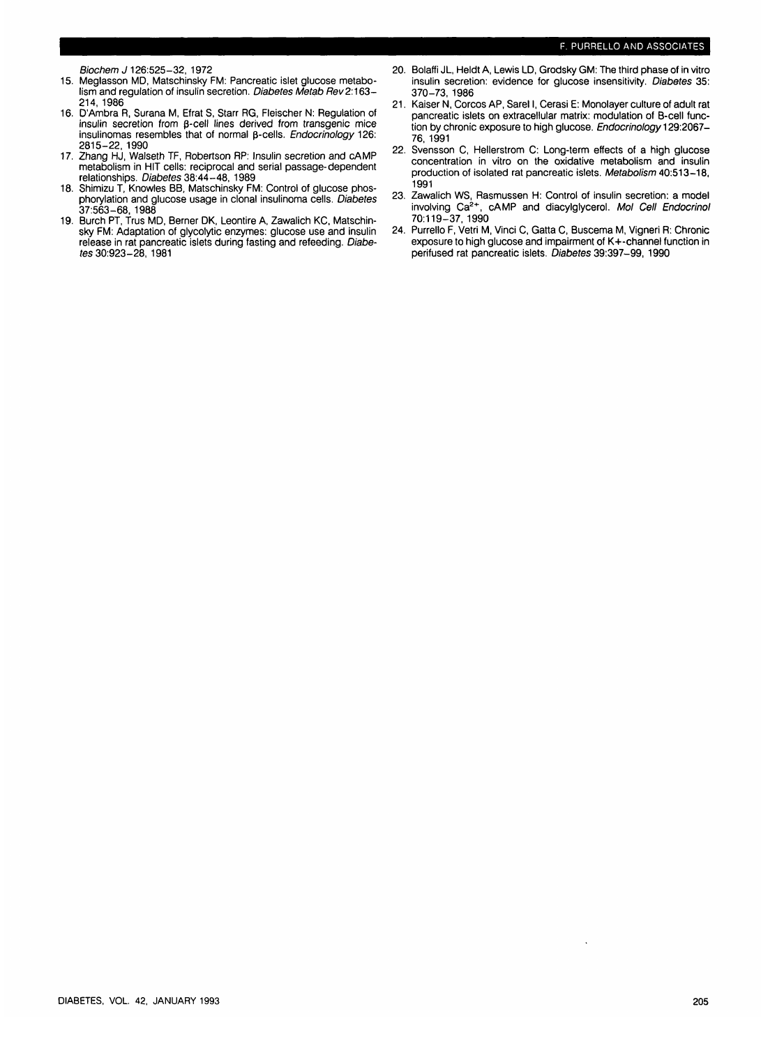*Biochem J* 126:525–32, 1972

15. Meglasson MD, Matschinsky FM: Pancreatic islet glucose metabolism and regulation of insulin secretion. *Diabetes Metab Rev* 2:163–214, 1986
16. D'Ambra R, Surana M, Efrat S, Starr RG, Fleischer N: Regulation of insulin secretion from β-cell lines derived from transgenic mice insulinomas resembles that of normal β-cells. *Endocrinology* 126: 2815–22, 1990
17. Zhang HJ, Walseth TF, Robertson RP: Insulin secretion and cAMP metabolism in HIT cells: reciprocal and serial passage-dependent relationships. *Diabetes* 38:44–48, 1989
18. Shimizu T, Knowles BB, Matschinsky FM: Control of glucose phosphorylation and glucose usage in clonal insulinoma cells. *Diabetes* 37:563–68, 1988
19. Burch PT, Trus MD, Berner DK, Leontire A, Zawalich KC, Matschinsky FM: Adaptation of glycolytic enzymes: glucose use and insulin release in rat pancreatic islets during fasting and refeeding. *Diabetes* 30:923–28, 1981
20. Bolaffi JL, Heldt A, Lewis LD, Grodsky GM: The third phase of in vitro insulin secretion: evidence for glucose insensitivity. *Diabetes* 35: 370–73, 1986
21. Kaiser N, Corcos AP, Sarel I, Cerasi E: Monolayer culture of adult rat pancreatic islets on extracellular matrix: modulation of B-cell function by chronic exposure to high glucose. *Endocrinology* 129:2067–76, 1991
22. Svensson C, Hellerstrom C: Long-term effects of a high glucose concentration in vitro on the oxidative metabolism and insulin production of isolated rat pancreatic islets. *Metabolism* 40:513–18, 1991
23. Zawalich WS, Rasmussen H: Control of insulin secretion: a model involving $Ca^{2+}$, cAMP and diacylglycerol. *Mol Cell Endocrinol* 70:119–37, 1990
24. Purrello F, Vetri M, Vinci C, Gatta C, Buscema M, Vigneri R: Chronic exposure to high glucose and impairment of $K^+$-channel function in perifused rat pancreatic islets. *Diabetes* 39:397–99, 1990